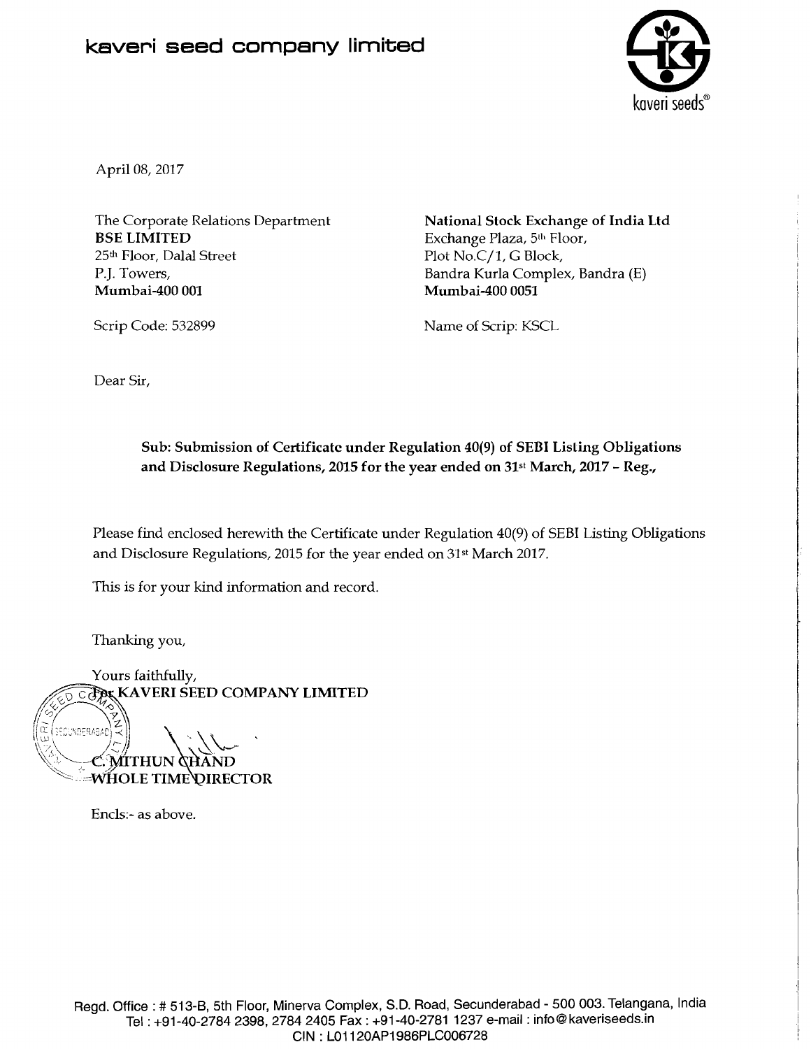# kaveri seed company limited

April 08, 2017

The Corporate Relations Department
**BSE LIMITED**
25th Floor, Dalal Street
P.J. Towers,
**Mumbai-400 001**

Scrip Code: 532899

**National Stock Exchange of India Ltd**
Exchange Plaza, 5th Floor,
Plot No.C/1, G Block,
Bandra Kurla Complex, Bandra (E)
**Mumbai-400 0051**

Name of Scrip: KSCL

Dear Sir,

**Sub: Submission of Certificate under Regulation 40(9) of SEBI Listing Obligations and Disclosure Regulations, 2015 for the year ended on 31st March, 2017 - Reg.,**

Please find enclosed herewith the Certificate under Regulation 40(9) of SEBI Listing Obligations and Disclosure Regulations, 2015 for the year ended on 31st March 2017.

This is for your kind information and record.

Thanking you,

Yours faithfully,
**For KAVERI SEED COMPANY LIMITED**

**C. MITHUN CHAND**
**WHOLE TIME DIRECTOR**

Encls:- as above.

Regd. Office : # 513-B, 5th Floor, Minerva Complex, S.D. Road, Secunderabad - 500 003. Telangana, India
Tel : +91-40-2784 2398, 2784 2405 Fax : +91-40-2781 1237 e-mail : info@kaveriseeds.in
CIN : L01120AP1986PLC006728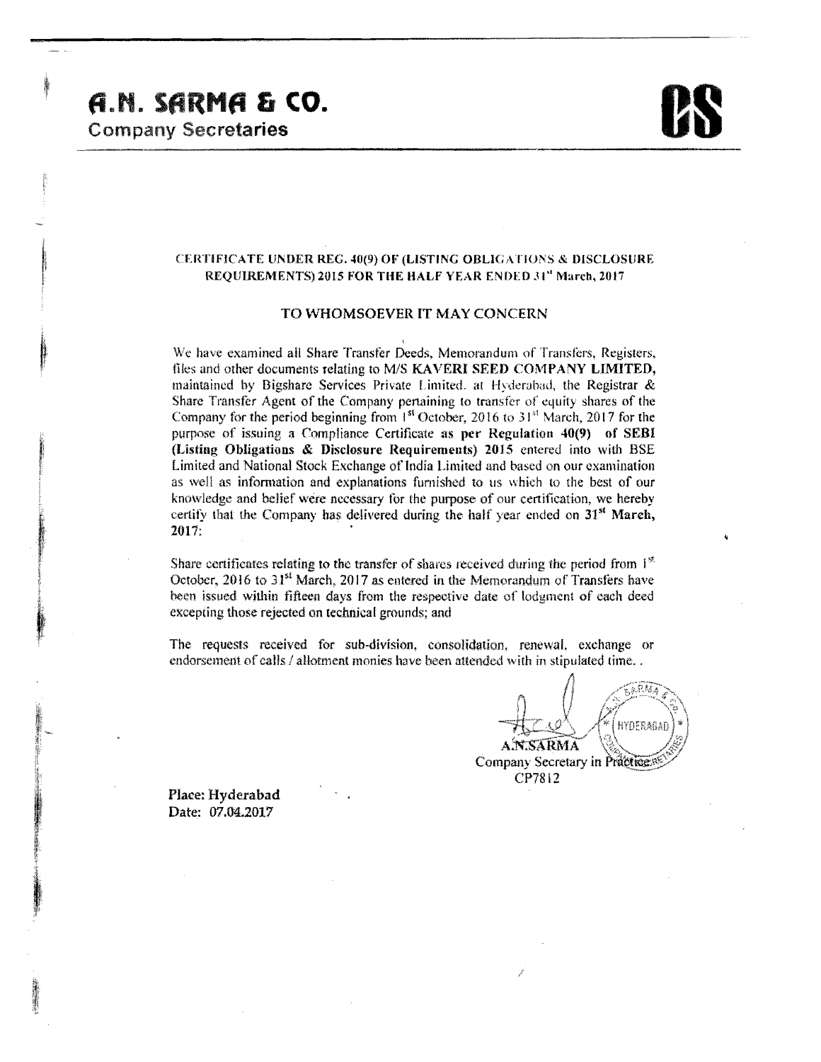# A.N. SARMA & CO.

**Company Secretaries**

CS

**CERTIFICATE UNDER REG. 40(9) OF (LISTING OBLIGATIONS & DISCLOSURE REQUIREMENTS) 2015 FOR THE HALF YEAR ENDED 31st March, 2017**

**TO WHOMSOEVER IT MAY CONCERN**

We have examined all Share Transfer Deeds, Memorandum of Transfers, Registers, files and other documents relating to M/S **KAVERI SEED COMPANY LIMITED**, maintained by Bigshare Services Private Limited. at Hyderabad, the Registrar & Share Transfer Agent of the Company pertaining to transfer of equity shares of the Company for the period beginning from 1st October, 2016 to 31st March, 2017 for the purpose of issuing a Compliance Certificate **as per Regulation 40(9) of SEBI (Listing Obligations & Disclosure Requirements) 2015** entered into with BSE Limited and National Stock Exchange of India Limited and based on our examination as well as information and explanations furnished to us which to the best of our knowledge and belief were necessary for the purpose of our certification, we hereby certify that the Company has delivered during the half year ended on **31st March, 2017**:

Share certificates relating to the transfer of shares received during the period from 1st October, 2016 to 31st March, 2017 as entered in the Memorandum of Transfers have been issued within fifteen days from the respective date of lodgment of each deed excepting those rejected on technical grounds; and

The requests received for sub-division, consolidation, renewal, exchange or endorsement of calls / allotment monies have been attended with in stipulated time. .

**A.N.SARMA**
Company Secretary in Practice
CP7812

**Place: Hyderabad**
**Date: 07.04.2017**